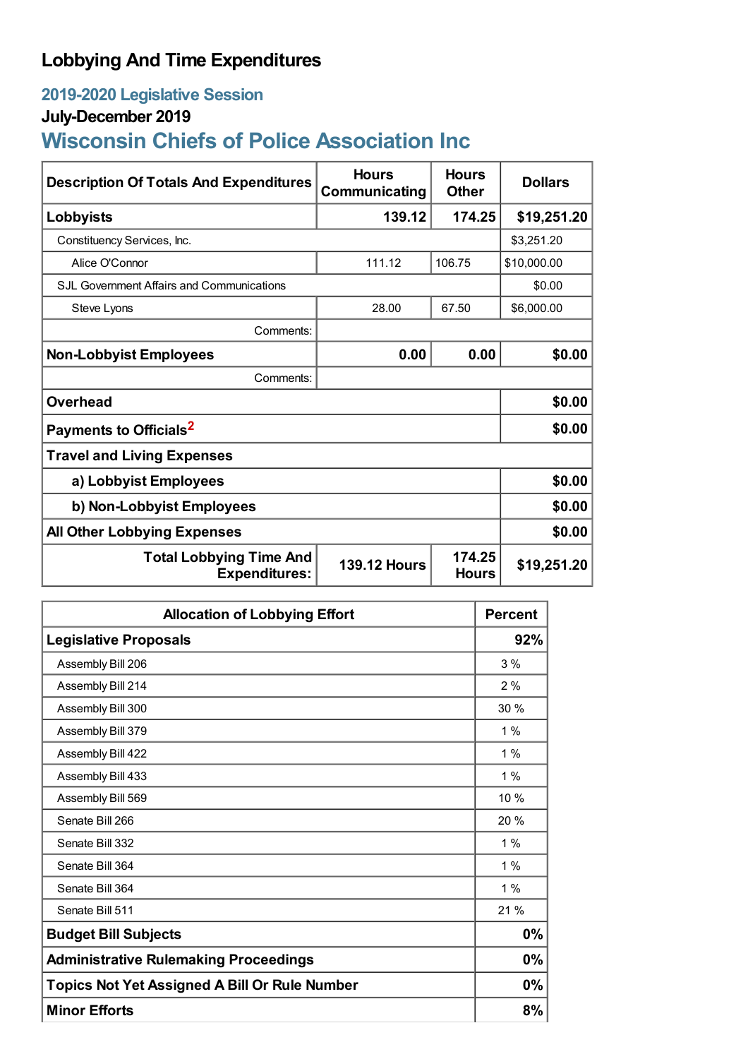# Lobbying And Time Expenditures

## 2019-2020 Legislative Session

### July-December 2019

## Wisconsin Chiefs of Police Association Inc

| Description Of Totals And Expenditures | Hours Communicating | Hours Other | Dollars |
|---|---|---|---|
| **Lobbyists** | **139.12** | **174.25** | **$19,251.20** |
| Constituency Services, Inc. | | | $3,251.20 |
| Alice O'Connor | 111.12 | 106.75 | $10,000.00 |
| SJL Government Affairs and Communications | | | $0.00 |
| Steve Lyons | 28.00 | 67.50 | $6,000.00 |
| Comments: | | | |
| **Non-Lobbyist Employees** | **0.00** | **0.00** | **$0.00** |
| Comments: | | | |
| **Overhead** | | | **$0.00** |
| **Payments to Officials**[2] | | | **$0.00** |
| **Travel and Living Expenses** | | | |
| **a) Lobbyist Employees** | | | **$0.00** |
| **b) Non-Lobbyist Employees** | | | **$0.00** |
| **All Other Lobbying Expenses** | | | **$0.00** |
| **Total Lobbying Time And Expenditures:** | **139.12 Hours** | **174.25 Hours** | **$19,251.20** |

| Allocation of Lobbying Effort | Percent |
|---|---|
| **Legislative Proposals** | **92%** |
| Assembly Bill 206 | 3 % |
| Assembly Bill 214 | 2 % |
| Assembly Bill 300 | 30 % |
| Assembly Bill 379 | 1 % |
| Assembly Bill 422 | 1 % |
| Assembly Bill 433 | 1 % |
| Assembly Bill 569 | 10 % |
| Senate Bill 266 | 20 % |
| Senate Bill 332 | 1 % |
| Senate Bill 364 | 1 % |
| Senate Bill 364 | 1 % |
| Senate Bill 511 | 21 % |
| **Budget Bill Subjects** | **0%** |
| **Administrative Rulemaking Proceedings** | **0%** |
| **Topics Not Yet Assigned A Bill Or Rule Number** | **0%** |
| **Minor Efforts** | **8%** |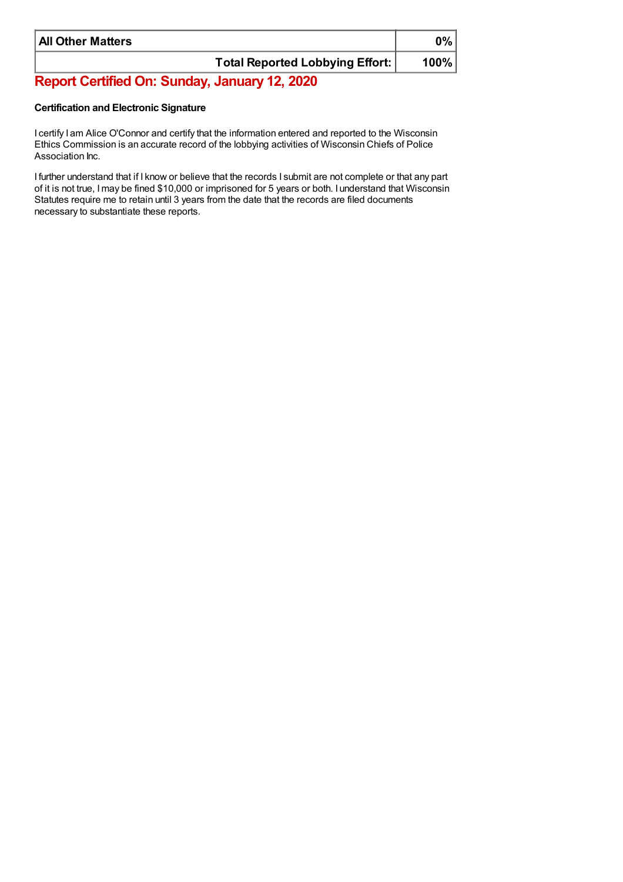| | |
|---|---|
| **All Other Matters** | **0%** |
| **Total Reported Lobbying Effort:** | **100%** |

## Report Certified On: Sunday, January 12, 2020

**Certification and Electronic Signature**

I certify I am Alice O'Connor and certify that the information entered and reported to the Wisconsin Ethics Commission is an accurate record of the lobbying activities of Wisconsin Chiefs of Police Association Inc.

I further understand that if I know or believe that the records I submit are not complete or that any part of it is not true, I may be fined $10,000 or imprisoned for 5 years or both. I understand that Wisconsin Statutes require me to retain until 3 years from the date that the records are filed documents necessary to substantiate these reports.